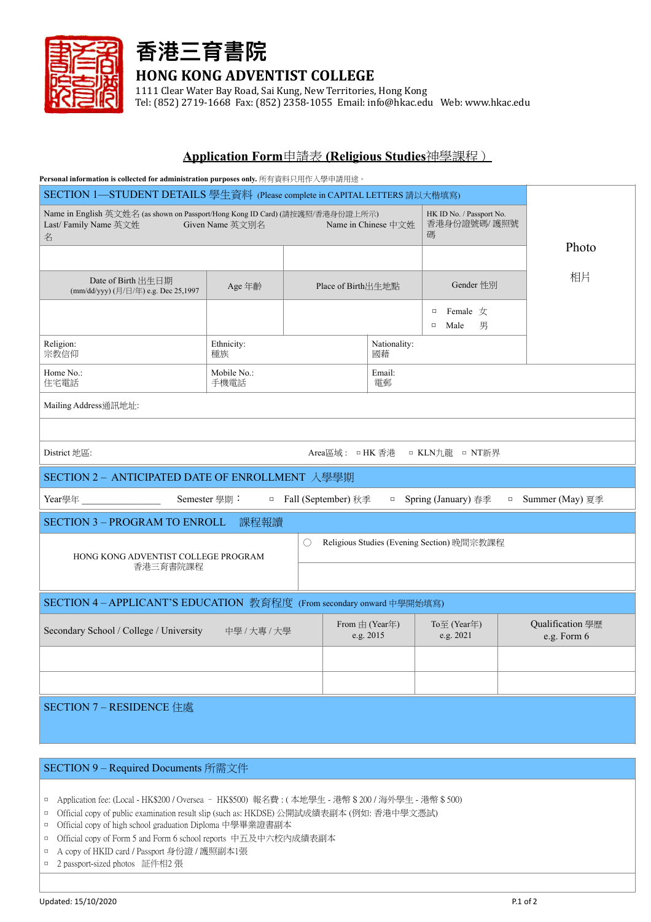# 香港三育書院

## HONG KONG ADVENTIST COLLEGE

1111 Clear Water Bay Road, Sai Kung, New Territories, Hong Kong
Tel: (852) 2719-1668 Fax: (852) 2358-1055 Email: info@hkac.edu Web: www.hkac.edu

## Application Form申請表 (Religious Studies神學課程）

**Personal information is collected for administration purposes only.** 所有資料只用作入學申請用途。

### SECTION 1—STUDENT DETAILS 學生資料 (Please complete in CAPITAL LETTERS 請以大楷填寫)

| Name in English 英文姓名 (as shown on Passport/Hong Kong ID Card) (請按護照/香港身份證上所示) Last/ Family Name 英文姓 | Given Name 英文別名 | | Name in Chinese 中文姓名 | HK ID No. / Passport No. 香港身份證號碼/ 護照號碼 | Photo 相片 |
|---|---|---|---|---|---|
| | | | | | |
| Date of Birth 出生日期 (mm/dd/yyy) (月/日/年) e.g. Dec 25,1997 | Age 年齡 | Place of Birth出生地點 | | Gender 性別 | |
| | | | | ▫ Female 女 ▫ Male 男 | |
| Religion: 宗教信仰 | Ethnicity: 種族 | | Nationality: 國藉 | | |
| Home No.: 住宅電話 | Mobile No.: 手機電話 | | Email: 電郵 | | |

Mailing Address通訊地址:

District 地區:　　　Area區域： ▫ HK 香港　▫ KLN九龍　▫ NT新界

### SECTION 2 – ANTICIPATED DATE OF ENROLLMENT 入學學期

Year學年 ______________　Semester 學期： ▫ Fall (September) 秋季　▫ Spring (January) 春季　▫ Summer (May) 夏季

### SECTION 3 – PROGRAM TO ENROLL 課程報讀

| HONG KONG ADVENTIST COLLEGE PROGRAM 香港三育書院課程 | ◯ Religious Studies (Evening Section) 晚間宗教課程 |
|---|---|

### SECTION 4 – APPLICANT'S EDUCATION 教育程度 (From secondary onward 中學開始填寫)

| Secondary School / College / University 中學 / 大專 / 大學 | From 由 (Year年) e.g. 2015 | To至 (Year年) e.g. 2021 | Qualification 學歷 e.g. Form 6 |
|---|---|---|---|
| | | | |
| | | | |

### SECTION 7 – RESIDENCE 住處

### SECTION 9 – Required Documents 所需文件

- ▫ Application fee: (Local - HK$200 / Oversea – HK$500) 報名費 : ( 本地學生 - 港幣 $ 200 / 海外學生 - 港幣 $ 500)
- ▫ Official copy of public examination result slip (such as: HKDSE) 公開試成績表副本 (例如: 香港中學文憑試)
- ▫ Official copy of high school graduation Diploma 中學畢業證書副本
- ▫ Official copy of Form 5 and Form 6 school reports 中五及中六校內成績表副本
- ▫ A copy of HKID card / Passport 身份證 / 護照副本1張
- ▫ 2 passport-sized photos 証件相2 張

Updated: 15/10/2020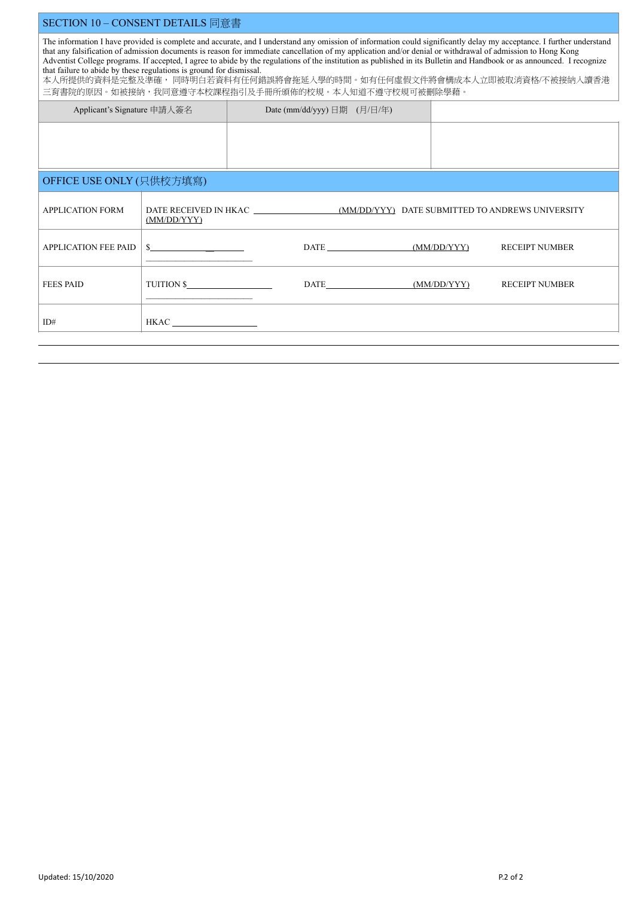## SECTION 10 – CONSENT DETAILS 同意書

The information I have provided is complete and accurate, and I understand any omission of information could significantly delay my acceptance. I further understand that any falsification of admission documents is reason for immediate cancellation of my application and/or denial or withdrawal of admission to Hong Kong Adventist College programs. If accepted, I agree to abide by the regulations of the institution as published in its Bulletin and Handbook or as announced. I recognize that failure to abide by these regulations is ground for dismissal.

本人所提供的資料是完整及準確， 同時明白若資料有任何錯誤將會拖延入學的時間。如有任何虛假文件將會構成本人立即被取消資格/不被接納入讀香港三育書院的原因。如被接納，我同意遵守本校課程指引及手冊所頒佈的校規。本人知道不遵守校規可被刪除學籍。

| Applicant's Signature 申請人簽名 | Date (mm/dd/yyy) 日期 (月/日/年) | |
|---|---|---|
| | | |

## OFFICE USE ONLY (只供校方填寫)

| | | | |
|---|---|---|---|
| APPLICATION FORM | DATE RECEIVED IN HKAC ________ (MM/DD/YYY) | DATE SUBMITTED TO ANDREWS UNIVERSITY ________ (MM/DD/YYY) | |
| APPLICATION FEE PAID | $________ | DATE ________ (MM/DD/YYY) | RECEIPT NUMBER ________ |
| FEES PAID | TUITION $________ | DATE ________ (MM/DD/YYY) | RECEIPT NUMBER ________ |
| ID# | HKAC ________ | | |